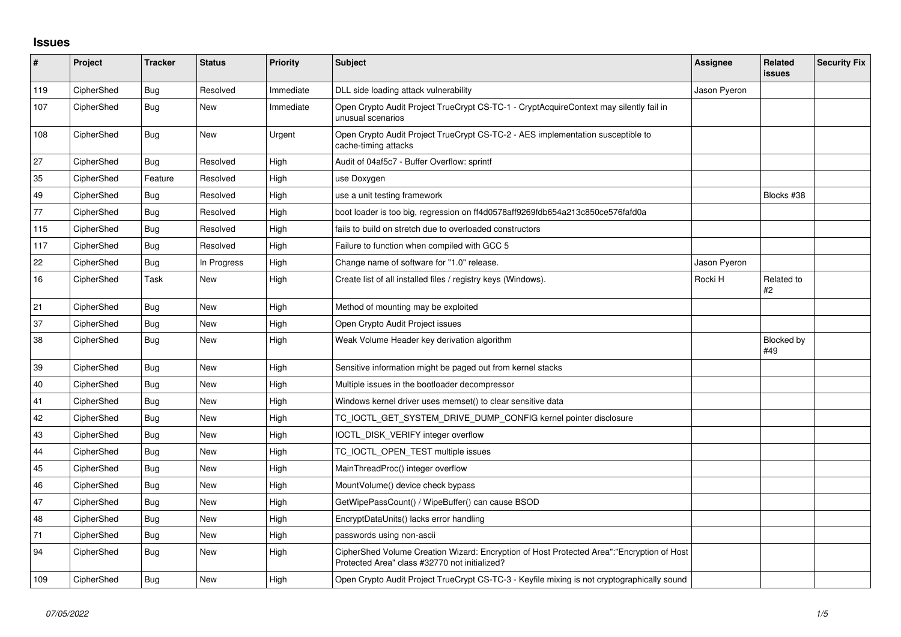## Issues

| # | Project | Tracker | Status | Priority | Subject | Assignee | Related issues | Security Fix |
|---|---|---|---|---|---|---|---|---|
| 119 | CipherShed | Bug | Resolved | Immediate | DLL side loading attack vulnerability | Jason Pyeron | | |
| 107 | CipherShed | Bug | New | Immediate | Open Crypto Audit Project TrueCrypt CS-TC-1 - CryptAcquireContext may silently fail in unusual scenarios | | | |
| 108 | CipherShed | Bug | New | Urgent | Open Crypto Audit Project TrueCrypt CS-TC-2 - AES implementation susceptible to cache-timing attacks | | | |
| 27 | CipherShed | Bug | Resolved | High | Audit of 04af5c7 - Buffer Overflow: sprintf | | | |
| 35 | CipherShed | Feature | Resolved | High | use Doxygen | | | |
| 49 | CipherShed | Bug | Resolved | High | use a unit testing framework | | Blocks #38 | |
| 77 | CipherShed | Bug | Resolved | High | boot loader is too big, regression on ff4d0578aff9269fdb654a213c850ce576fafd0a | | | |
| 115 | CipherShed | Bug | Resolved | High | fails to build on stretch due to overloaded constructors | | | |
| 117 | CipherShed | Bug | Resolved | High | Failure to function when compiled with GCC 5 | | | |
| 22 | CipherShed | Bug | In Progress | High | Change name of software for "1.0" release. | Jason Pyeron | | |
| 16 | CipherShed | Task | New | High | Create list of all installed files / registry keys (Windows). | Rocki H | Related to #2 | |
| 21 | CipherShed | Bug | New | High | Method of mounting may be exploited | | | |
| 37 | CipherShed | Bug | New | High | Open Crypto Audit Project issues | | | |
| 38 | CipherShed | Bug | New | High | Weak Volume Header key derivation algorithm | | Blocked by #49 | |
| 39 | CipherShed | Bug | New | High | Sensitive information might be paged out from kernel stacks | | | |
| 40 | CipherShed | Bug | New | High | Multiple issues in the bootloader decompressor | | | |
| 41 | CipherShed | Bug | New | High | Windows kernel driver uses memset() to clear sensitive data | | | |
| 42 | CipherShed | Bug | New | High | TC_IOCTL_GET_SYSTEM_DRIVE_DUMP_CONFIG kernel pointer disclosure | | | |
| 43 | CipherShed | Bug | New | High | IOCTL_DISK_VERIFY integer overflow | | | |
| 44 | CipherShed | Bug | New | High | TC_IOCTL_OPEN_TEST multiple issues | | | |
| 45 | CipherShed | Bug | New | High | MainThreadProc() integer overflow | | | |
| 46 | CipherShed | Bug | New | High | MountVolume() device check bypass | | | |
| 47 | CipherShed | Bug | New | High | GetWipePassCount() / WipeBuffer() can cause BSOD | | | |
| 48 | CipherShed | Bug | New | High | EncryptDataUnits() lacks error handling | | | |
| 71 | CipherShed | Bug | New | High | passwords using non-ascii | | | |
| 94 | CipherShed | Bug | New | High | CipherShed Volume Creation Wizard: Encryption of Host Protected Area":"Encryption of Host Protected Area" class #32770 not initialized? | | | |
| 109 | CipherShed | Bug | New | High | Open Crypto Audit Project TrueCrypt CS-TC-3 - Keyfile mixing is not cryptographically sound | | | |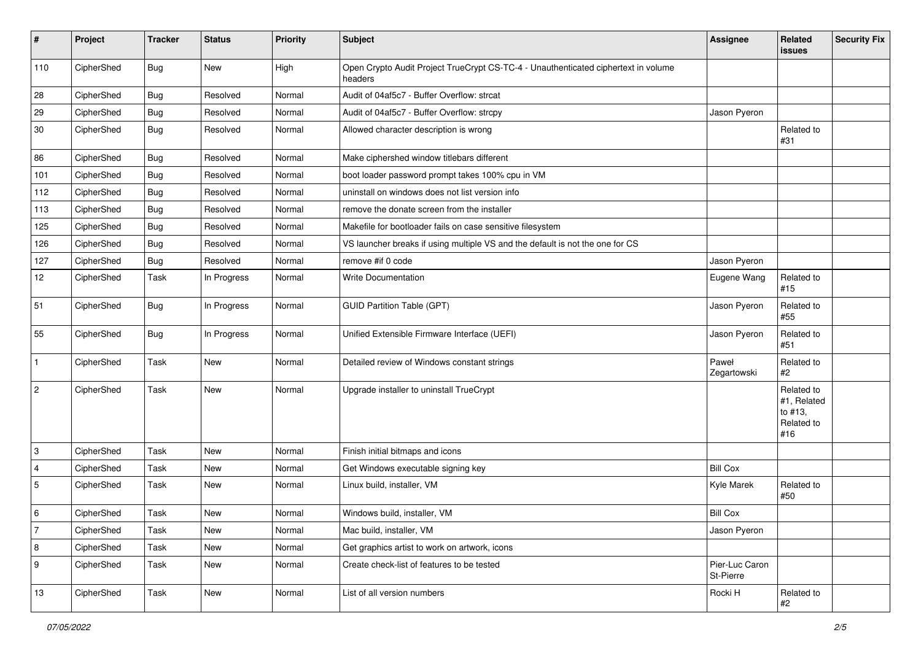| # | Project | Tracker | Status | Priority | Subject | Assignee | Related issues | Security Fix |
|---|---|---|---|---|---|---|---|---|
| 110 | CipherShed | Bug | New | High | Open Crypto Audit Project TrueCrypt CS-TC-4 - Unauthenticated ciphertext in volume headers | | | |
| 28 | CipherShed | Bug | Resolved | Normal | Audit of 04af5c7 - Buffer Overflow: strcat | | | |
| 29 | CipherShed | Bug | Resolved | Normal | Audit of 04af5c7 - Buffer Overflow: strcpy | Jason Pyeron | | |
| 30 | CipherShed | Bug | Resolved | Normal | Allowed character description is wrong | | Related to #31 | |
| 86 | CipherShed | Bug | Resolved | Normal | Make ciphershed window titlebars different | | | |
| 101 | CipherShed | Bug | Resolved | Normal | boot loader password prompt takes 100% cpu in VM | | | |
| 112 | CipherShed | Bug | Resolved | Normal | uninstall on windows does not list version info | | | |
| 113 | CipherShed | Bug | Resolved | Normal | remove the donate screen from the installer | | | |
| 125 | CipherShed | Bug | Resolved | Normal | Makefile for bootloader fails on case sensitive filesystem | | | |
| 126 | CipherShed | Bug | Resolved | Normal | VS launcher breaks if using multiple VS and the default is not the one for CS | | | |
| 127 | CipherShed | Bug | Resolved | Normal | remove #if 0 code | Jason Pyeron | | |
| 12 | CipherShed | Task | In Progress | Normal | Write Documentation | Eugene Wang | Related to #15 | |
| 51 | CipherShed | Bug | In Progress | Normal | GUID Partition Table (GPT) | Jason Pyeron | Related to #55 | |
| 55 | CipherShed | Bug | In Progress | Normal | Unified Extensible Firmware Interface (UEFI) | Jason Pyeron | Related to #51 | |
| 1 | CipherShed | Task | New | Normal | Detailed review of Windows constant strings | Paweł Zegartowski | Related to #2 | |
| 2 | CipherShed | Task | New | Normal | Upgrade installer to uninstall TrueCrypt | | Related to #1, Related to #13, Related to #16 | |
| 3 | CipherShed | Task | New | Normal | Finish initial bitmaps and icons | | | |
| 4 | CipherShed | Task | New | Normal | Get Windows executable signing key | Bill Cox | | |
| 5 | CipherShed | Task | New | Normal | Linux build, installer, VM | Kyle Marek | Related to #50 | |
| 6 | CipherShed | Task | New | Normal | Windows build, installer, VM | Bill Cox | | |
| 7 | CipherShed | Task | New | Normal | Mac build, installer, VM | Jason Pyeron | | |
| 8 | CipherShed | Task | New | Normal | Get graphics artist to work on artwork, icons | | | |
| 9 | CipherShed | Task | New | Normal | Create check-list of features to be tested | Pier-Luc Caron St-Pierre | | |
| 13 | CipherShed | Task | New | Normal | List of all version numbers | Rocki H | Related to #2 | |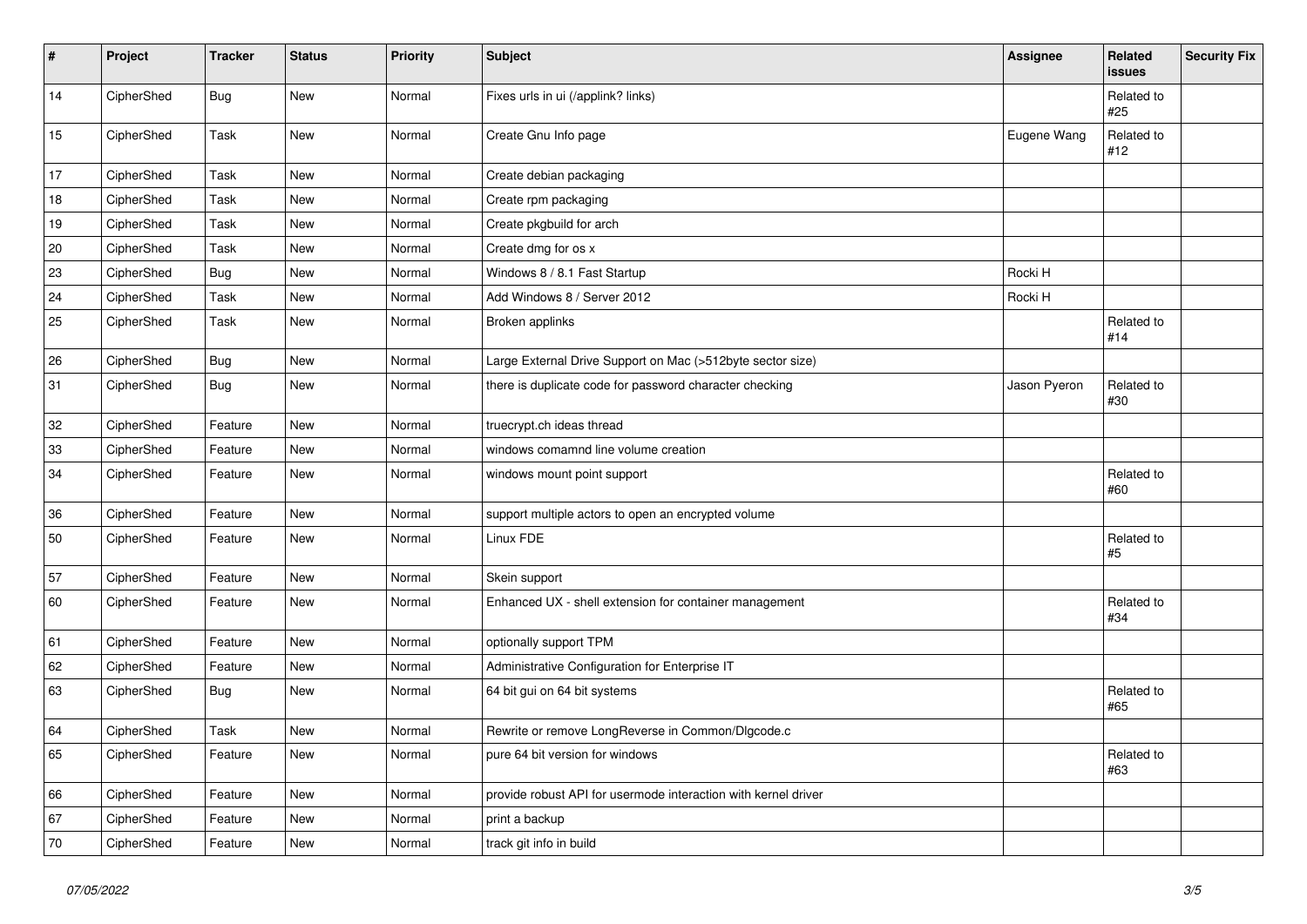| # | Project | Tracker | Status | Priority | Subject | Assignee | Related issues | Security Fix |
|---|---|---|---|---|---|---|---|---|
| 14 | CipherShed | Bug | New | Normal | Fixes urls in ui (/applink? links) | | Related to #25 | |
| 15 | CipherShed | Task | New | Normal | Create Gnu Info page | Eugene Wang | Related to #12 | |
| 17 | CipherShed | Task | New | Normal | Create debian packaging | | | |
| 18 | CipherShed | Task | New | Normal | Create rpm packaging | | | |
| 19 | CipherShed | Task | New | Normal | Create pkgbuild for arch | | | |
| 20 | CipherShed | Task | New | Normal | Create dmg for os x | | | |
| 23 | CipherShed | Bug | New | Normal | Windows 8 / 8.1 Fast Startup | Rocki H | | |
| 24 | CipherShed | Task | New | Normal | Add Windows 8 / Server 2012 | Rocki H | | |
| 25 | CipherShed | Task | New | Normal | Broken applinks | | Related to #14 | |
| 26 | CipherShed | Bug | New | Normal | Large External Drive Support on Mac (>512byte sector size) | | | |
| 31 | CipherShed | Bug | New | Normal | there is duplicate code for password character checking | Jason Pyeron | Related to #30 | |
| 32 | CipherShed | Feature | New | Normal | truecrypt.ch ideas thread | | | |
| 33 | CipherShed | Feature | New | Normal | windows comamnd line volume creation | | | |
| 34 | CipherShed | Feature | New | Normal | windows mount point support | | Related to #60 | |
| 36 | CipherShed | Feature | New | Normal | support multiple actors to open an encrypted volume | | | |
| 50 | CipherShed | Feature | New | Normal | Linux FDE | | Related to #5 | |
| 57 | CipherShed | Feature | New | Normal | Skein support | | | |
| 60 | CipherShed | Feature | New | Normal | Enhanced UX - shell extension for container management | | Related to #34 | |
| 61 | CipherShed | Feature | New | Normal | optionally support TPM | | | |
| 62 | CipherShed | Feature | New | Normal | Administrative Configuration for Enterprise IT | | | |
| 63 | CipherShed | Bug | New | Normal | 64 bit gui on 64 bit systems | | Related to #65 | |
| 64 | CipherShed | Task | New | Normal | Rewrite or remove LongReverse in Common/Dlgcode.c | | | |
| 65 | CipherShed | Feature | New | Normal | pure 64 bit version for windows | | Related to #63 | |
| 66 | CipherShed | Feature | New | Normal | provide robust API for usermode interaction with kernel driver | | | |
| 67 | CipherShed | Feature | New | Normal | print a backup | | | |
| 70 | CipherShed | Feature | New | Normal | track git info in build | | | |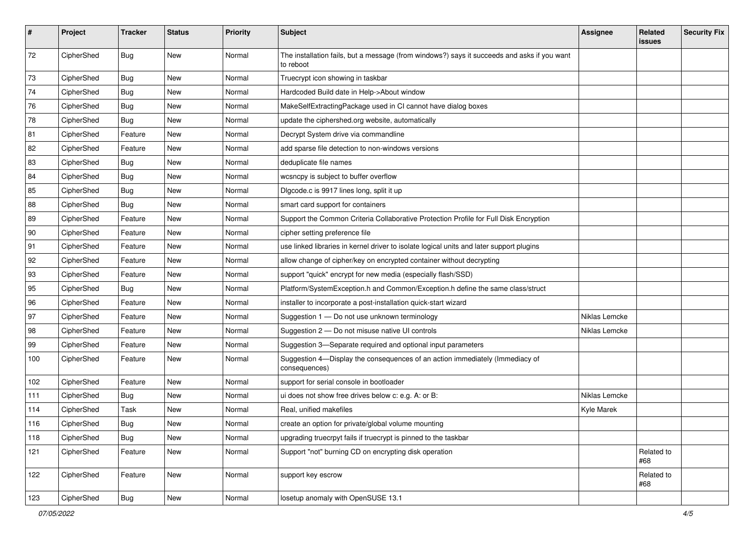| # | Project | Tracker | Status | Priority | Subject | Assignee | Related issues | Security Fix |
|---|---|---|---|---|---|---|---|---|
| 72 | CipherShed | Bug | New | Normal | The installation fails, but a message (from windows?) says it succeeds and asks if you want to reboot | | | |
| 73 | CipherShed | Bug | New | Normal | Truecrypt icon showing in taskbar | | | |
| 74 | CipherShed | Bug | New | Normal | Hardcoded Build date in Help->About window | | | |
| 76 | CipherShed | Bug | New | Normal | MakeSelfExtractingPackage used in CI cannot have dialog boxes | | | |
| 78 | CipherShed | Bug | New | Normal | update the ciphershed.org website, automatically | | | |
| 81 | CipherShed | Feature | New | Normal | Decrypt System drive via commandline | | | |
| 82 | CipherShed | Feature | New | Normal | add sparse file detection to non-windows versions | | | |
| 83 | CipherShed | Bug | New | Normal | deduplicate file names | | | |
| 84 | CipherShed | Bug | New | Normal | wcsncpy is subject to buffer overflow | | | |
| 85 | CipherShed | Bug | New | Normal | Dlgcode.c is 9917 lines long, split it up | | | |
| 88 | CipherShed | Bug | New | Normal | smart card support for containers | | | |
| 89 | CipherShed | Feature | New | Normal | Support the Common Criteria Collaborative Protection Profile for Full Disk Encryption | | | |
| 90 | CipherShed | Feature | New | Normal | cipher setting preference file | | | |
| 91 | CipherShed | Feature | New | Normal | use linked libraries in kernel driver to isolate logical units and later support plugins | | | |
| 92 | CipherShed | Feature | New | Normal | allow change of cipher/key on encrypted container without decrypting | | | |
| 93 | CipherShed | Feature | New | Normal | support "quick" encrypt for new media (especially flash/SSD) | | | |
| 95 | CipherShed | Bug | New | Normal | Platform/SystemException.h and Common/Exception.h define the same class/struct | | | |
| 96 | CipherShed | Feature | New | Normal | installer to incorporate a post-installation quick-start wizard | | | |
| 97 | CipherShed | Feature | New | Normal | Suggestion 1 — Do not use unknown terminology | Niklas Lemcke | | |
| 98 | CipherShed | Feature | New | Normal | Suggestion 2 — Do not misuse native UI controls | Niklas Lemcke | | |
| 99 | CipherShed | Feature | New | Normal | Suggestion 3—Separate required and optional input parameters | | | |
| 100 | CipherShed | Feature | New | Normal | Suggestion 4—Display the consequences of an action immediately (Immediacy of consequences) | | | |
| 102 | CipherShed | Feature | New | Normal | support for serial console in bootloader | | | |
| 111 | CipherShed | Bug | New | Normal | ui does not show free drives below c: e.g. A: or B: | Niklas Lemcke | | |
| 114 | CipherShed | Task | New | Normal | Real, unified makefiles | Kyle Marek | | |
| 116 | CipherShed | Bug | New | Normal | create an option for private/global volume mounting | | | |
| 118 | CipherShed | Bug | New | Normal | upgrading truecrpyt fails if truecrypt is pinned to the taskbar | | | |
| 121 | CipherShed | Feature | New | Normal | Support "not" burning CD on encrypting disk operation | | Related to #68 | |
| 122 | CipherShed | Feature | New | Normal | support key escrow | | Related to #68 | |
| 123 | CipherShed | Bug | New | Normal | losetup anomaly with OpenSUSE 13.1 | | | |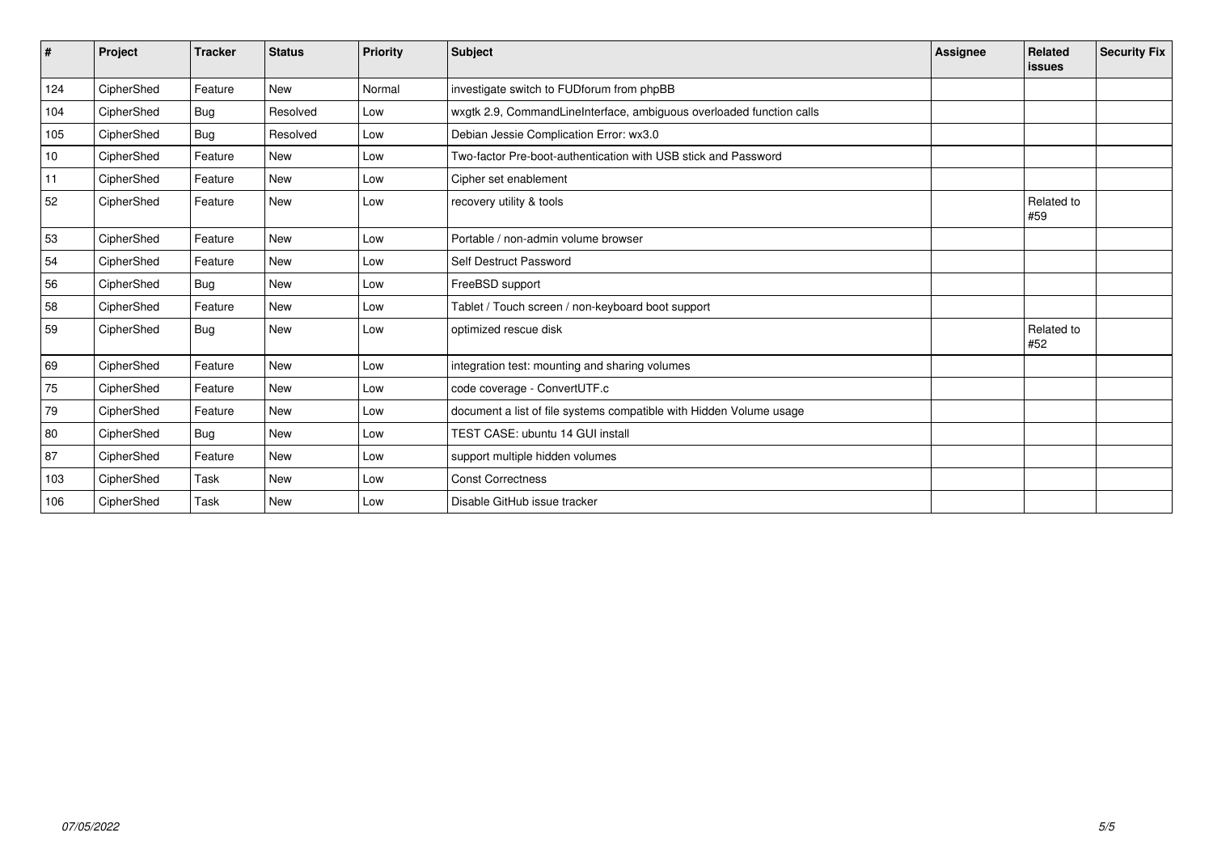| # | Project | Tracker | Status | Priority | Subject | Assignee | Related issues | Security Fix |
|---|---|---|---|---|---|---|---|---|
| 124 | CipherShed | Feature | New | Normal | investigate switch to FUDforum from phpBB | | | |
| 104 | CipherShed | Bug | Resolved | Low | wxgtk 2.9, CommandLineInterface, ambiguous overloaded function calls | | | |
| 105 | CipherShed | Bug | Resolved | Low | Debian Jessie Complication Error: wx3.0 | | | |
| 10 | CipherShed | Feature | New | Low | Two-factor Pre-boot-authentication with USB stick and Password | | | |
| 11 | CipherShed | Feature | New | Low | Cipher set enablement | | | |
| 52 | CipherShed | Feature | New | Low | recovery utility & tools | | Related to #59 | |
| 53 | CipherShed | Feature | New | Low | Portable / non-admin volume browser | | | |
| 54 | CipherShed | Feature | New | Low | Self Destruct Password | | | |
| 56 | CipherShed | Bug | New | Low | FreeBSD support | | | |
| 58 | CipherShed | Feature | New | Low | Tablet / Touch screen / non-keyboard boot support | | | |
| 59 | CipherShed | Bug | New | Low | optimized rescue disk | | Related to #52 | |
| 69 | CipherShed | Feature | New | Low | integration test: mounting and sharing volumes | | | |
| 75 | CipherShed | Feature | New | Low | code coverage - ConvertUTF.c | | | |
| 79 | CipherShed | Feature | New | Low | document a list of file systems compatible with Hidden Volume usage | | | |
| 80 | CipherShed | Bug | New | Low | TEST CASE: ubuntu 14 GUI install | | | |
| 87 | CipherShed | Feature | New | Low | support multiple hidden volumes | | | |
| 103 | CipherShed | Task | New | Low | Const Correctness | | | |
| 106 | CipherShed | Task | New | Low | Disable GitHub issue tracker | | | |

*07/05/2022*